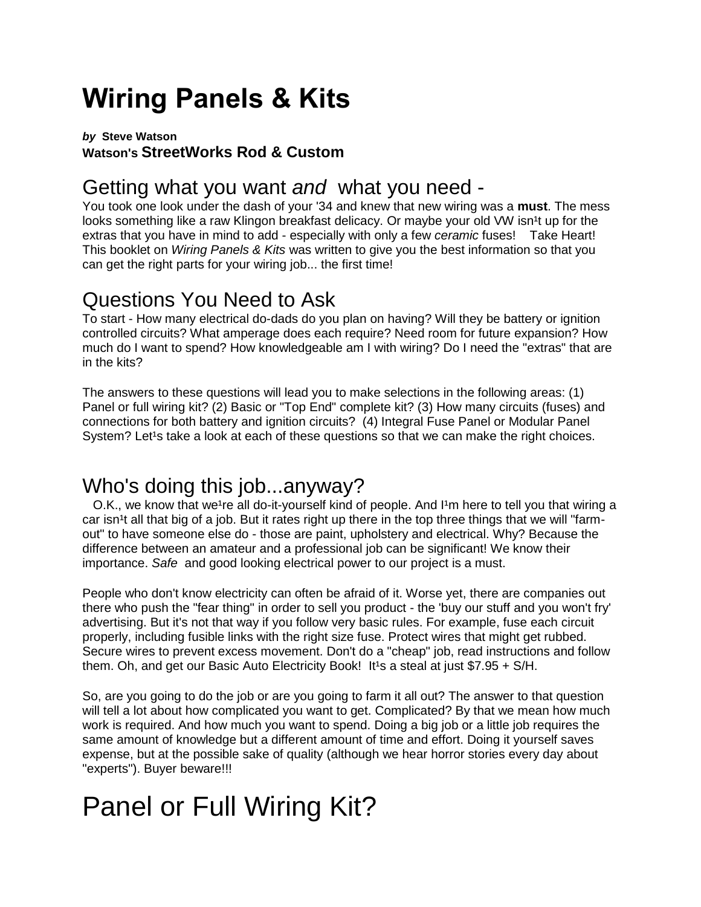# Wiring Panels & Kits

***by*** **Steve Watson**
**Watson's StreetWorks Rod & Custom**

## Getting what you want *and* what you need -

You took one look under the dash of your '34 and knew that new wiring was a **must**. The mess looks something like a raw Klingon breakfast delicacy. Or maybe your old VW isn¹t up for the extras that you have in mind to add - especially with only a few *ceramic* fuses! Take Heart! This booklet on *Wiring Panels & Kits* was written to give you the best information so that you can get the right parts for your wiring job... the first time!

## Questions You Need to Ask

To start - How many electrical do-dads do you plan on having? Will they be battery or ignition controlled circuits? What amperage does each require? Need room for future expansion? How much do I want to spend? How knowledgeable am I with wiring? Do I need the "extras" that are in the kits?

The answers to these questions will lead you to make selections in the following areas: (1) Panel or full wiring kit? (2) Basic or "Top End" complete kit? (3) How many circuits (fuses) and connections for both battery and ignition circuits? (4) Integral Fuse Panel or Modular Panel System? Let¹s take a look at each of these questions so that we can make the right choices.

## Who's doing this job...anyway?

O.K., we know that we¹re all do-it-yourself kind of people. And I¹m here to tell you that wiring a car isn¹t all that big of a job. But it rates right up there in the top three things that we will "farm-out" to have someone else do - those are paint, upholstery and electrical. Why? Because the difference between an amateur and a professional job can be significant! We know their importance. *Safe* and good looking electrical power to our project is a must.

People who don't know electricity can often be afraid of it. Worse yet, there are companies out there who push the "fear thing" in order to sell you product - the 'buy our stuff and you won't fry' advertising. But it's not that way if you follow very basic rules. For example, fuse each circuit properly, including fusible links with the right size fuse. Protect wires that might get rubbed. Secure wires to prevent excess movement. Don't do a "cheap" job, read instructions and follow them. Oh, and get our Basic Auto Electricity Book! It¹s a steal at just $7.95 + S/H.

So, are you going to do the job or are you going to farm it all out? The answer to that question will tell a lot about how complicated you want to get. Complicated? By that we mean how much work is required. And how much you want to spend. Doing a big job or a little job requires the same amount of knowledge but a different amount of time and effort. Doing it yourself saves expense, but at the possible sake of quality (although we hear horror stories every day about "experts"). Buyer beware!!!

# Panel or Full Wiring Kit?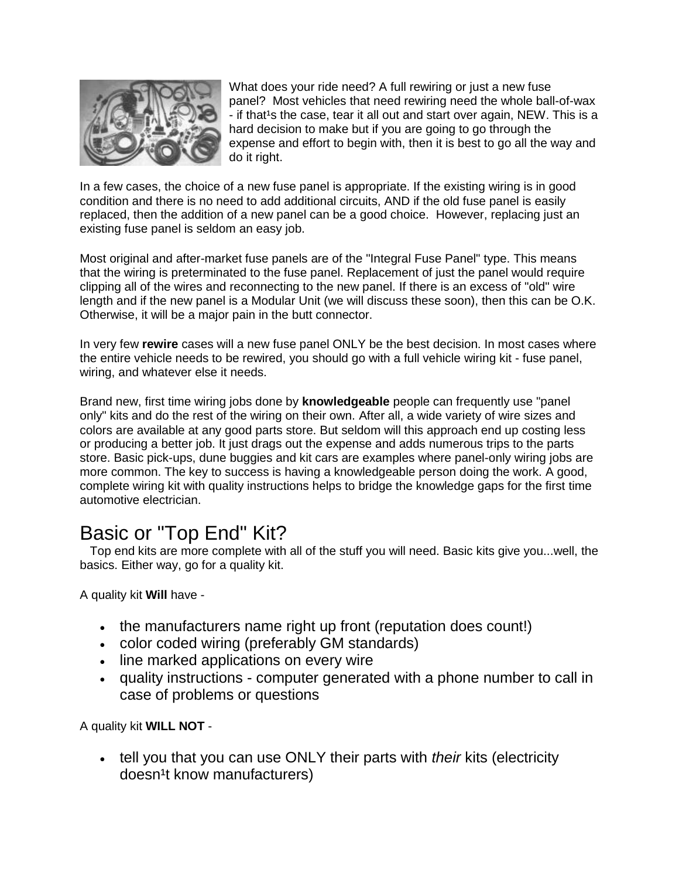What does your ride need? A full rewiring or just a new fuse panel? Most vehicles that need rewiring need the whole ball-of-wax - if that¹s the case, tear it all out and start over again, NEW. This is a hard decision to make but if you are going to go through the expense and effort to begin with, then it is best to go all the way and do it right.

In a few cases, the choice of a new fuse panel is appropriate. If the existing wiring is in good condition and there is no need to add additional circuits, AND if the old fuse panel is easily replaced, then the addition of a new panel can be a good choice. However, replacing just an existing fuse panel is seldom an easy job.

Most original and after-market fuse panels are of the "Integral Fuse Panel" type. This means that the wiring is preterminated to the fuse panel. Replacement of just the panel would require clipping all of the wires and reconnecting to the new panel. If there is an excess of "old" wire length and if the new panel is a Modular Unit (we will discuss these soon), then this can be O.K. Otherwise, it will be a major pain in the butt connector.

In very few **rewire** cases will a new fuse panel ONLY be the best decision. In most cases where the entire vehicle needs to be rewired, you should go with a full vehicle wiring kit - fuse panel, wiring, and whatever else it needs.

Brand new, first time wiring jobs done by **knowledgeable** people can frequently use "panel only" kits and do the rest of the wiring on their own. After all, a wide variety of wire sizes and colors are available at any good parts store. But seldom will this approach end up costing less or producing a better job. It just drags out the expense and adds numerous trips to the parts store. Basic pick-ups, dune buggies and kit cars are examples where panel-only wiring jobs are more common. The key to success is having a knowledgeable person doing the work. A good, complete wiring kit with quality instructions helps to bridge the knowledge gaps for the first time automotive electrician.

# Basic or "Top End" Kit?

Top end kits are more complete with all of the stuff you will need. Basic kits give you...well, the basics. Either way, go for a quality kit.

A quality kit **Will** have -

- the manufacturers name right up front (reputation does count!)
- color coded wiring (preferably GM standards)
- line marked applications on every wire
- quality instructions - computer generated with a phone number to call in case of problems or questions

A quality kit **WILL NOT** -

- tell you that you can use ONLY their parts with *their* kits (electricity doesn¹t know manufacturers)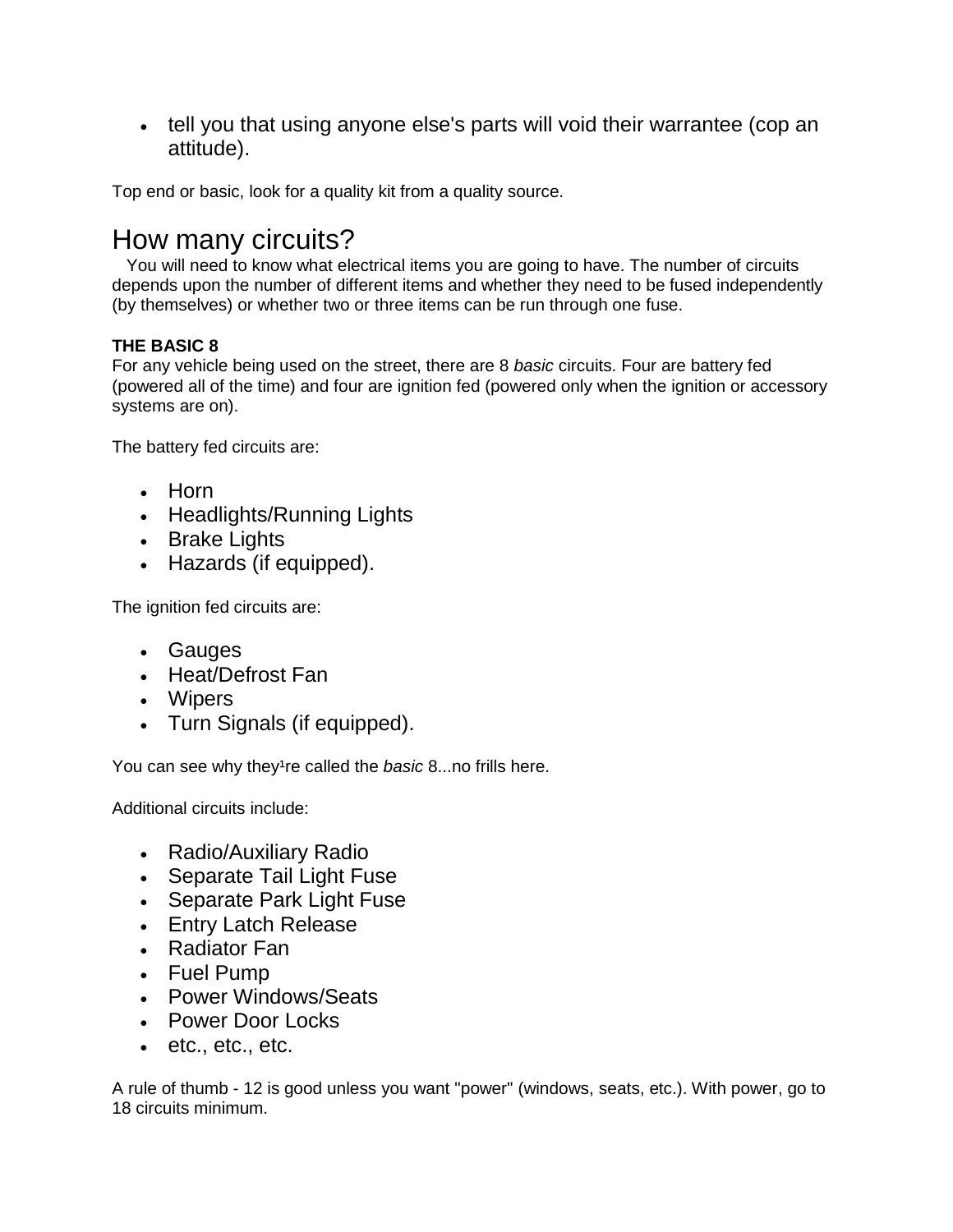- tell you that using anyone else's parts will void their warrantee (cop an attitude).

Top end or basic, look for a quality kit from a quality source.

# How many circuits?

You will need to know what electrical items you are going to have. The number of circuits depends upon the number of different items and whether they need to be fused independently (by themselves) or whether two or three items can be run through one fuse.

**THE BASIC 8**
For any vehicle being used on the street, there are 8 *basic* circuits. Four are battery fed (powered all of the time) and four are ignition fed (powered only when the ignition or accessory systems are on).

The battery fed circuits are:

- Horn
- Headlights/Running Lights
- Brake Lights
- Hazards (if equipped).

The ignition fed circuits are:

- Gauges
- Heat/Defrost Fan
- Wipers
- Turn Signals (if equipped).

You can see why they¹re called the *basic* 8...no frills here.

Additional circuits include:

- Radio/Auxiliary Radio
- Separate Tail Light Fuse
- Separate Park Light Fuse
- Entry Latch Release
- Radiator Fan
- Fuel Pump
- Power Windows/Seats
- Power Door Locks
- etc., etc., etc.

A rule of thumb - 12 is good unless you want "power" (windows, seats, etc.). With power, go to 18 circuits minimum.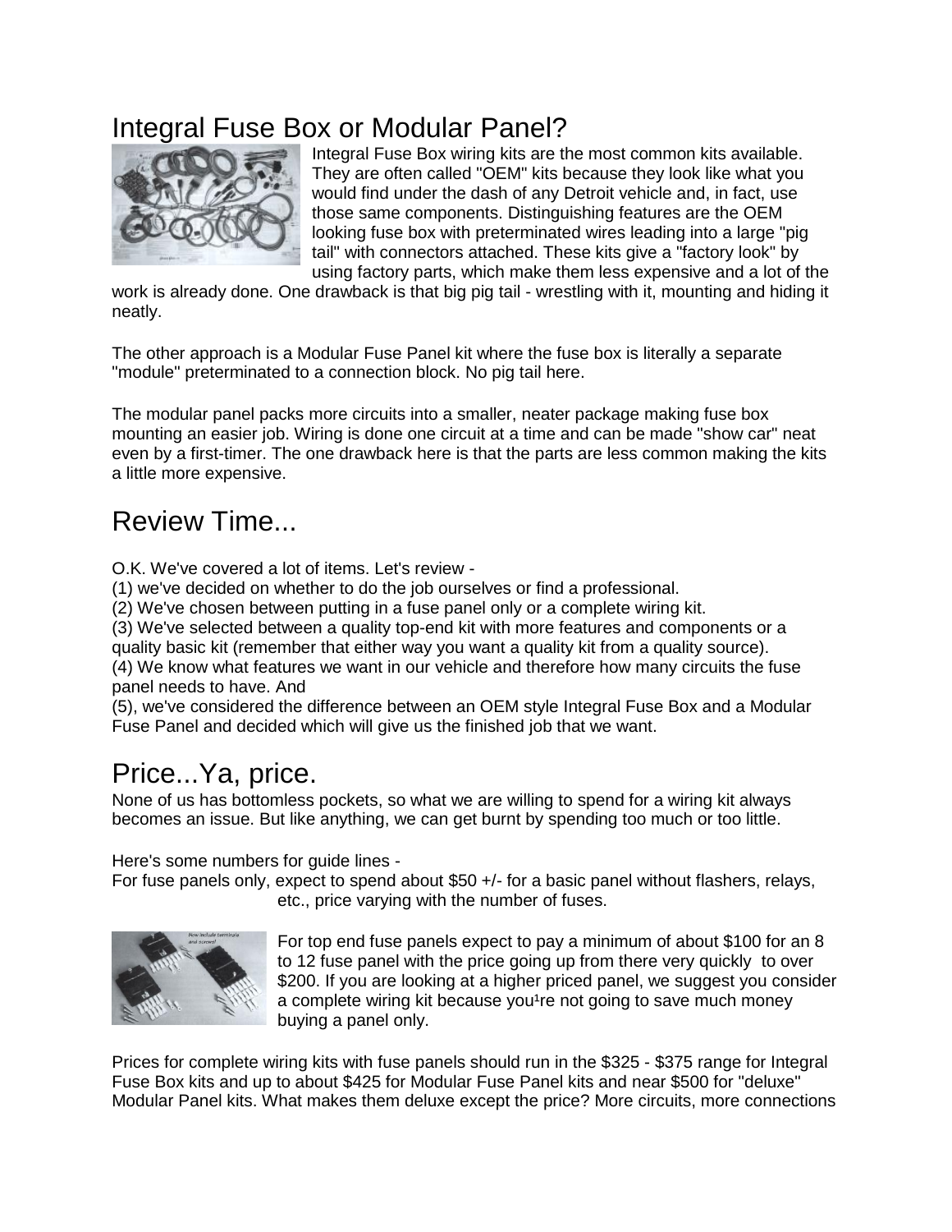## Integral Fuse Box or Modular Panel?

Integral Fuse Box wiring kits are the most common kits available. They are often called "OEM" kits because they look like what you would find under the dash of any Detroit vehicle and, in fact, use those same components. Distinguishing features are the OEM looking fuse box with preterminated wires leading into a large "pig tail" with connectors attached. These kits give a "factory look" by using factory parts, which make them less expensive and a lot of the work is already done. One drawback is that big pig tail - wrestling with it, mounting and hiding it neatly.

The other approach is a Modular Fuse Panel kit where the fuse box is literally a separate "module" preterminated to a connection block. No pig tail here.

The modular panel packs more circuits into a smaller, neater package making fuse box mounting an easier job. Wiring is done one circuit at a time and can be made "show car" neat even by a first-timer. The one drawback here is that the parts are less common making the kits a little more expensive.

## Review Time...

O.K. We've covered a lot of items. Let's review -
(1) we've decided on whether to do the job ourselves or find a professional.
(2) We've chosen between putting in a fuse panel only or a complete wiring kit.
(3) We've selected between a quality top-end kit with more features and components or a quality basic kit (remember that either way you want a quality kit from a quality source).
(4) We know what features we want in our vehicle and therefore how many circuits the fuse panel needs to have. And
(5), we've considered the difference between an OEM style Integral Fuse Box and a Modular Fuse Panel and decided which will give us the finished job that we want.

## Price...Ya, price.

None of us has bottomless pockets, so what we are willing to spend for a wiring kit always becomes an issue. But like anything, we can get burnt by spending too much or too little.

Here's some numbers for guide lines -
For fuse panels only, expect to spend about $50 +/- for a basic panel without flashers, relays, etc., price varying with the number of fuses.

For top end fuse panels expect to pay a minimum of about $100 for an 8 to 12 fuse panel with the price going up from there very quickly to over $200. If you are looking at a higher priced panel, we suggest you consider a complete wiring kit because you¹re not going to save much money buying a panel only.

Prices for complete wiring kits with fuse panels should run in the $325 - $375 range for Integral Fuse Box kits and up to about $425 for Modular Fuse Panel kits and near $500 for "deluxe" Modular Panel kits. What makes them deluxe except the price? More circuits, more connections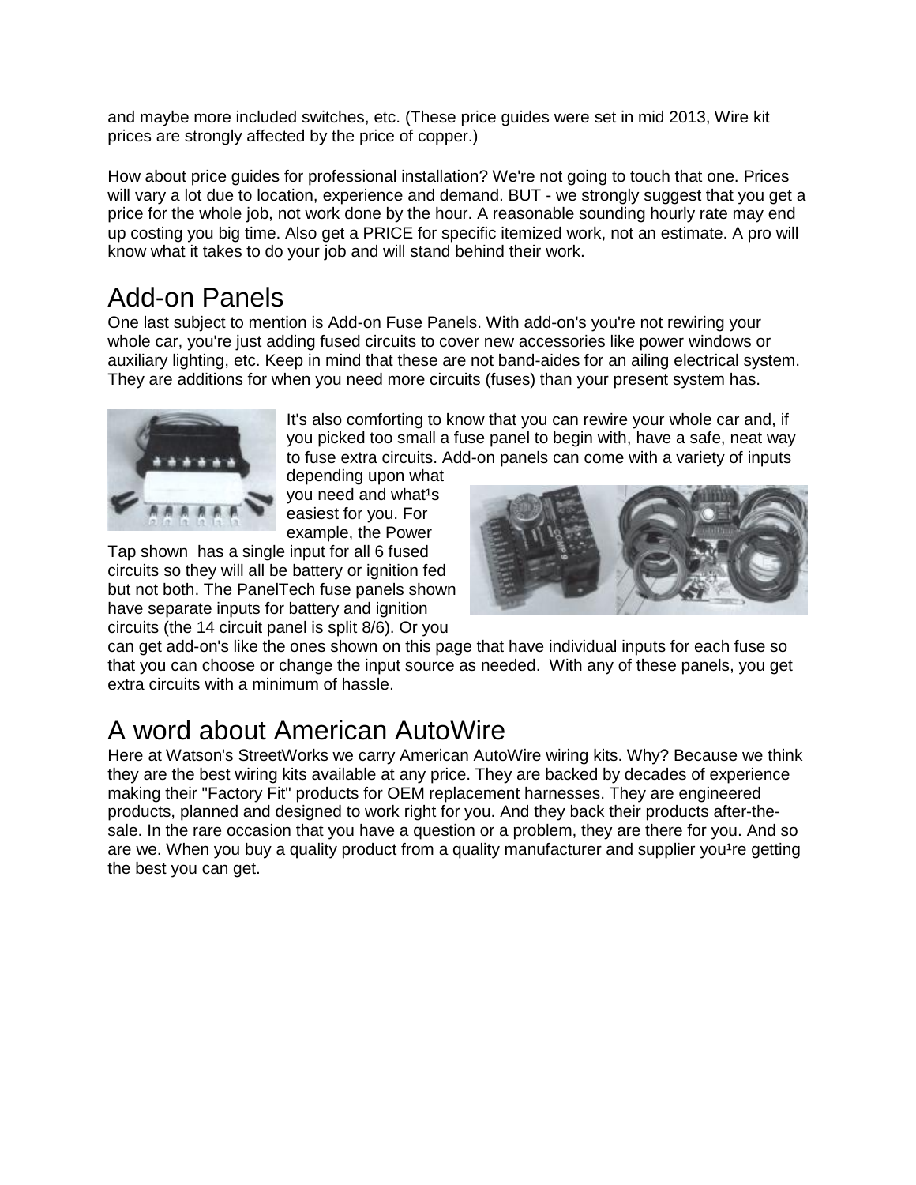and maybe more included switches, etc. (These price guides were set in mid 2013, Wire kit prices are strongly affected by the price of copper.)

How about price guides for professional installation? We're not going to touch that one. Prices will vary a lot due to location, experience and demand. BUT - we strongly suggest that you get a price for the whole job, not work done by the hour. A reasonable sounding hourly rate may end up costing you big time. Also get a PRICE for specific itemized work, not an estimate. A pro will know what it takes to do your job and will stand behind their work.

## Add-on Panels

One last subject to mention is Add-on Fuse Panels. With add-on's you're not rewiring your whole car, you're just adding fused circuits to cover new accessories like power windows or auxiliary lighting, etc. Keep in mind that these are not band-aides for an ailing electrical system. They are additions for when you need more circuits (fuses) than your present system has.

It's also comforting to know that you can rewire your whole car and, if you picked too small a fuse panel to begin with, have a safe, neat way to fuse extra circuits. Add-on panels can come with a variety of inputs depending upon what you need and what¹s easiest for you. For example, the Power Tap shown has a single input for all 6 fused circuits so they will all be battery or ignition fed but not both. The PanelTech fuse panels shown have separate inputs for battery and ignition circuits (the 14 circuit panel is split 8/6). Or you can get add-on's like the ones shown on this page that have individual inputs for each fuse so that you can choose or change the input source as needed. With any of these panels, you get extra circuits with a minimum of hassle.

## A word about American AutoWire

Here at Watson's StreetWorks we carry American AutoWire wiring kits. Why? Because we think they are the best wiring kits available at any price. They are backed by decades of experience making their "Factory Fit" products for OEM replacement harnesses. They are engineered products, planned and designed to work right for you. And they back their products after-the-sale. In the rare occasion that you have a question or a problem, they are there for you. And so are we. When you buy a quality product from a quality manufacturer and supplier you¹re getting the best you can get.